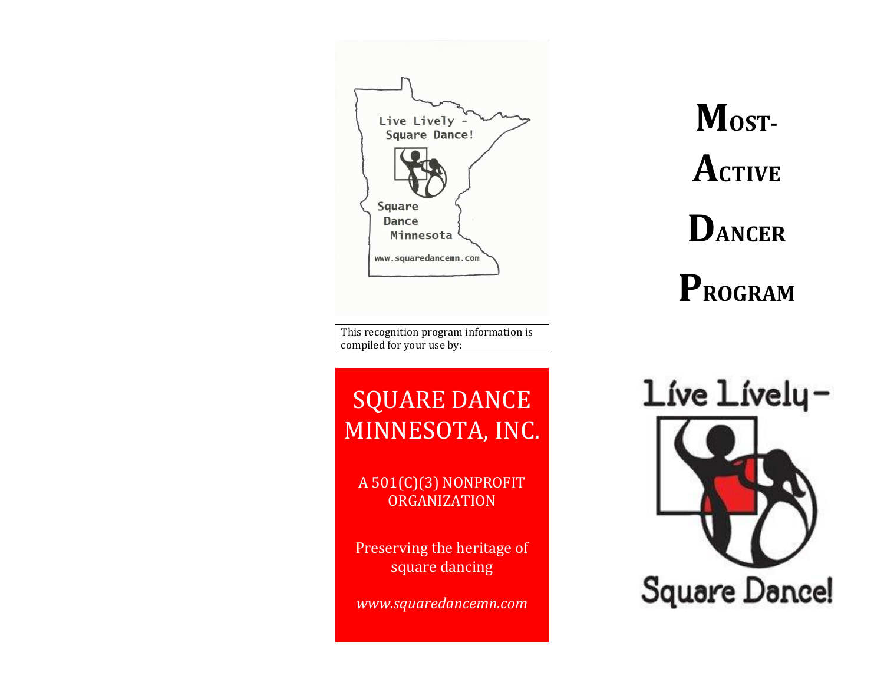Live Lively - Square Dance!

Square Dance Minnesota

www.squaredancemn.com

This recognition program information is compiled for your use by:

## SQUARE DANCE MINNESOTA, INC.

A 501(C)(3) NONPROFIT ORGANIZATION

Preserving the heritage of square dancing

*www.squaredancemn.com*

# MOST-ACTIVE DANCER PROGRAM

Live Lively - Square Dance!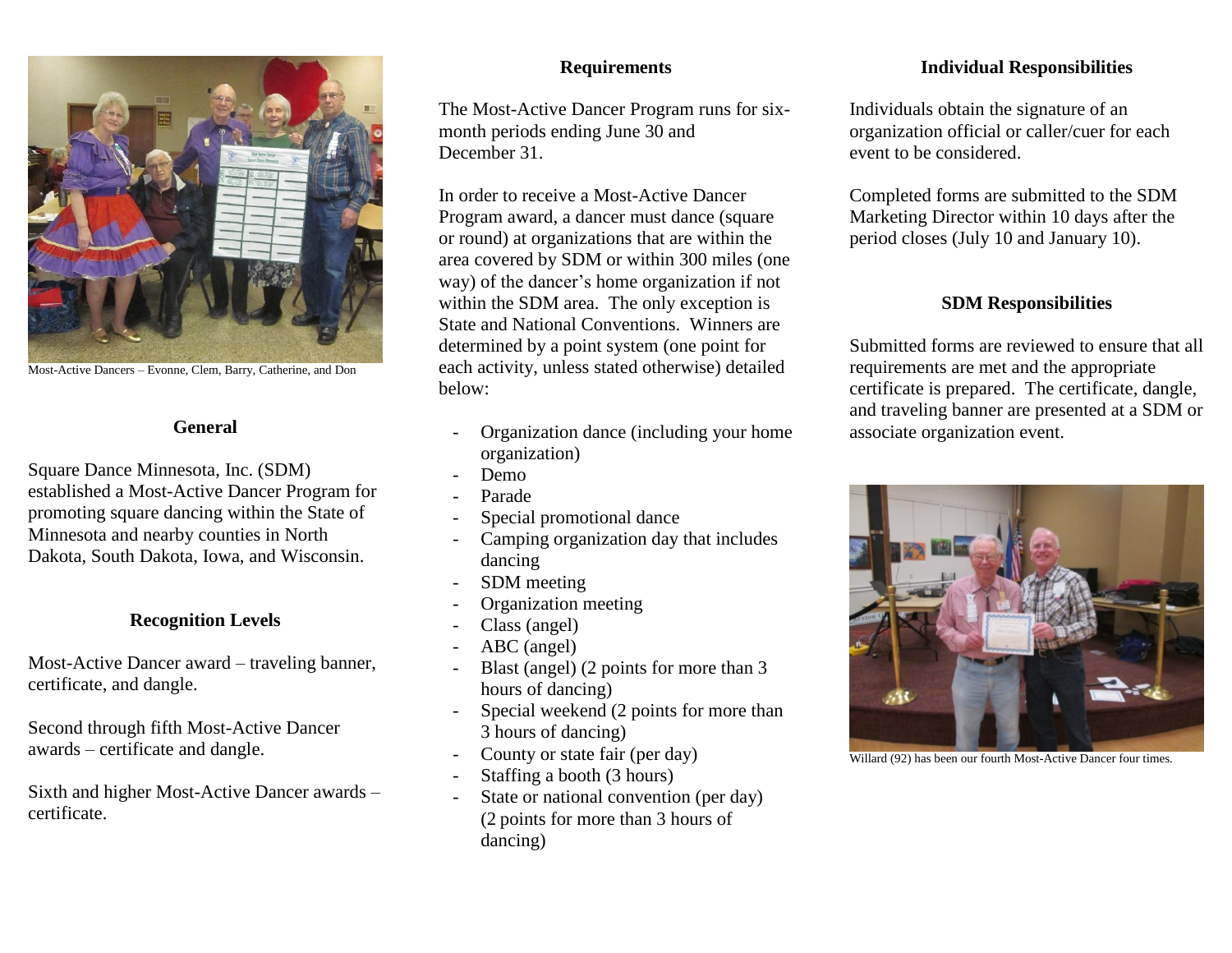Most-Active Dancers – Evonne, Clem, Barry, Catherine, and Don

## General

Square Dance Minnesota, Inc. (SDM) established a Most-Active Dancer Program for promoting square dancing within the State of Minnesota and nearby counties in North Dakota, South Dakota, Iowa, and Wisconsin.

## Recognition Levels

Most-Active Dancer award – traveling banner, certificate, and dangle.

Second through fifth Most-Active Dancer awards – certificate and dangle.

Sixth and higher Most-Active Dancer awards – certificate.

## Requirements

The Most-Active Dancer Program runs for six-month periods ending June 30 and December 31.

In order to receive a Most-Active Dancer Program award, a dancer must dance (square or round) at organizations that are within the area covered by SDM or within 300 miles (one way) of the dancer's home organization if not within the SDM area. The only exception is State and National Conventions. Winners are determined by a point system (one point for each activity, unless stated otherwise) detailed below:

- Organization dance (including your home organization)
- Demo
- Parade
- Special promotional dance
- Camping organization day that includes dancing
- SDM meeting
- Organization meeting
- Class (angel)
- ABC (angel)
- Blast (angel) (2 points for more than 3 hours of dancing)
- Special weekend (2 points for more than 3 hours of dancing)
- County or state fair (per day)
- Staffing a booth (3 hours)
- State or national convention (per day) (2 points for more than 3 hours of dancing)

## Individual Responsibilities

Individuals obtain the signature of an organization official or caller/cuer for each event to be considered.

Completed forms are submitted to the SDM Marketing Director within 10 days after the period closes (July 10 and January 10).

## SDM Responsibilities

Submitted forms are reviewed to ensure that all requirements are met and the appropriate certificate is prepared. The certificate, dangle, and traveling banner are presented at a SDM or associate organization event.

Willard (92) has been our fourth Most-Active Dancer four times.